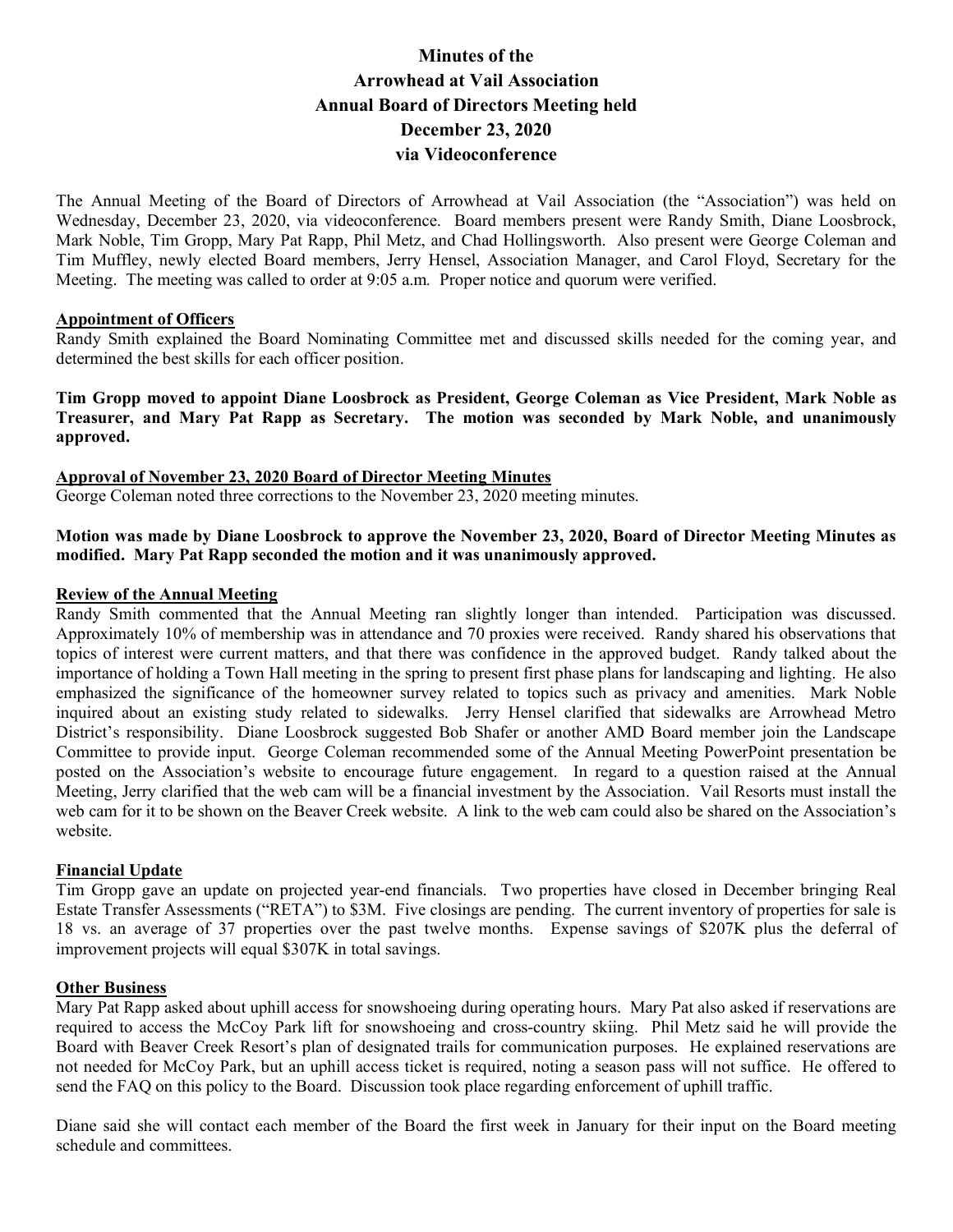# Minutes of the Arrowhead at Vail Association Annual Board of Directors Meeting held December 23, 2020 via Videoconference

The Annual Meeting of the Board of Directors of Arrowhead at Vail Association (the "Association") was held on Wednesday, December 23, 2020, via videoconference. Board members present were Randy Smith, Diane Loosbrock, Mark Noble, Tim Gropp, Mary Pat Rapp, Phil Metz, and Chad Hollingsworth. Also present were George Coleman and Tim Muffley, newly elected Board members, Jerry Hensel, Association Manager, and Carol Floyd, Secretary for the Meeting. The meeting was called to order at 9:05 a.m. Proper notice and quorum were verified.

**Appointment of Officers**

Randy Smith explained the Board Nominating Committee met and discussed skills needed for the coming year, and determined the best skills for each officer position.

**Tim Gropp moved to appoint Diane Loosbrock as President, George Coleman as Vice President, Mark Noble as Treasurer, and Mary Pat Rapp as Secretary. The motion was seconded by Mark Noble, and unanimously approved.**

**Approval of November 23, 2020 Board of Director Meeting Minutes**

George Coleman noted three corrections to the November 23, 2020 meeting minutes.

**Motion was made by Diane Loosbrock to approve the November 23, 2020, Board of Director Meeting Minutes as modified. Mary Pat Rapp seconded the motion and it was unanimously approved.**

**Review of the Annual Meeting**

Randy Smith commented that the Annual Meeting ran slightly longer than intended. Participation was discussed. Approximately 10% of membership was in attendance and 70 proxies were received. Randy shared his observations that topics of interest were current matters, and that there was confidence in the approved budget. Randy talked about the importance of holding a Town Hall meeting in the spring to present first phase plans for landscaping and lighting. He also emphasized the significance of the homeowner survey related to topics such as privacy and amenities. Mark Noble inquired about an existing study related to sidewalks. Jerry Hensel clarified that sidewalks are Arrowhead Metro District's responsibility. Diane Loosbrock suggested Bob Shafer or another AMD Board member join the Landscape Committee to provide input. George Coleman recommended some of the Annual Meeting PowerPoint presentation be posted on the Association's website to encourage future engagement. In regard to a question raised at the Annual Meeting, Jerry clarified that the web cam will be a financial investment by the Association. Vail Resorts must install the web cam for it to be shown on the Beaver Creek website. A link to the web cam could also be shared on the Association's website.

**Financial Update**

Tim Gropp gave an update on projected year-end financials. Two properties have closed in December bringing Real Estate Transfer Assessments ("RETA") to \$3M. Five closings are pending. The current inventory of properties for sale is 18 vs. an average of 37 properties over the past twelve months. Expense savings of \$207K plus the deferral of improvement projects will equal \$307K in total savings.

**Other Business**

Mary Pat Rapp asked about uphill access for snowshoeing during operating hours. Mary Pat also asked if reservations are required to access the McCoy Park lift for snowshoeing and cross-country skiing. Phil Metz said he will provide the Board with Beaver Creek Resort's plan of designated trails for communication purposes. He explained reservations are not needed for McCoy Park, but an uphill access ticket is required, noting a season pass will not suffice. He offered to send the FAQ on this policy to the Board. Discussion took place regarding enforcement of uphill traffic.

Diane said she will contact each member of the Board the first week in January for their input on the Board meeting schedule and committees.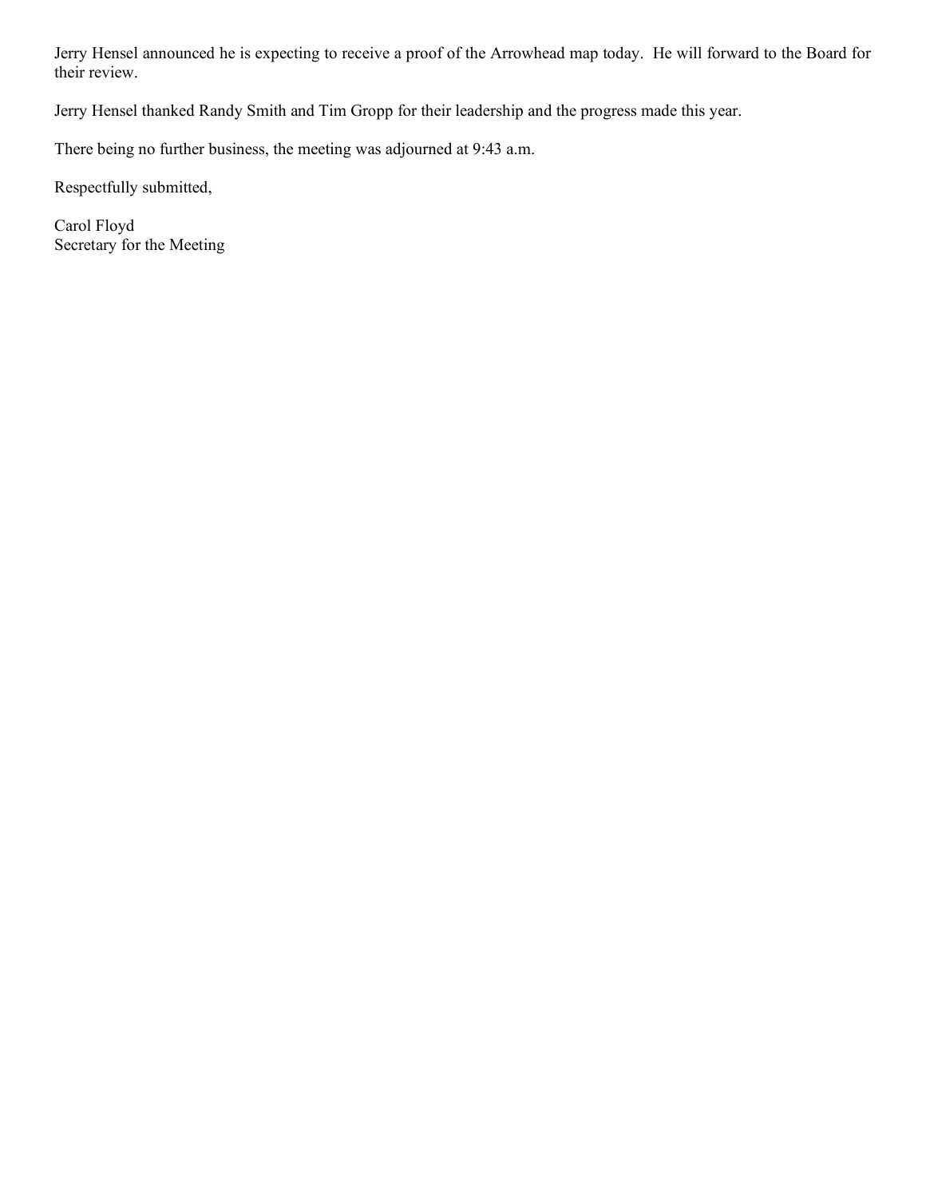Jerry Hensel announced he is expecting to receive a proof of the Arrowhead map today. He will forward to the Board for their review.

Jerry Hensel thanked Randy Smith and Tim Gropp for their leadership and the progress made this year.

There being no further business, the meeting was adjourned at 9:43 a.m.

Respectfully submitted,

Carol Floyd
Secretary for the Meeting